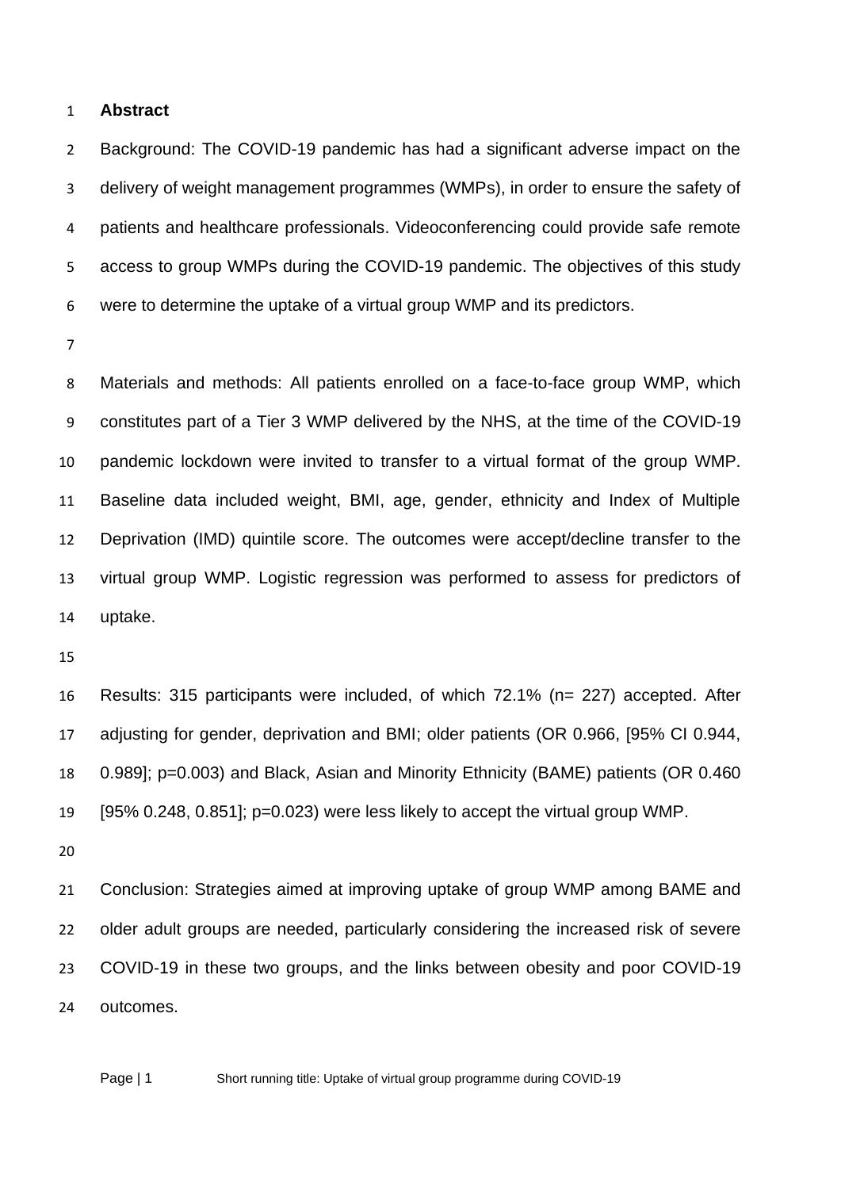## Abstract

Background: The COVID-19 pandemic has had a significant adverse impact on the delivery of weight management programmes (WMPs), in order to ensure the safety of patients and healthcare professionals. Videoconferencing could provide safe remote access to group WMPs during the COVID-19 pandemic. The objectives of this study were to determine the uptake of a virtual group WMP and its predictors.

Materials and methods: All patients enrolled on a face-to-face group WMP, which constitutes part of a Tier 3 WMP delivered by the NHS, at the time of the COVID-19 pandemic lockdown were invited to transfer to a virtual format of the group WMP. Baseline data included weight, BMI, age, gender, ethnicity and Index of Multiple Deprivation (IMD) quintile score. The outcomes were accept/decline transfer to the virtual group WMP. Logistic regression was performed to assess for predictors of uptake.

Results: 315 participants were included, of which 72.1% (n= 227) accepted. After adjusting for gender, deprivation and BMI; older patients (OR 0.966, [95% CI 0.944, 0.989]; p=0.003) and Black, Asian and Minority Ethnicity (BAME) patients (OR 0.460 [95% 0.248, 0.851]; p=0.023) were less likely to accept the virtual group WMP.

Conclusion: Strategies aimed at improving uptake of group WMP among BAME and older adult groups are needed, particularly considering the increased risk of severe COVID-19 in these two groups, and the links between obesity and poor COVID-19 outcomes.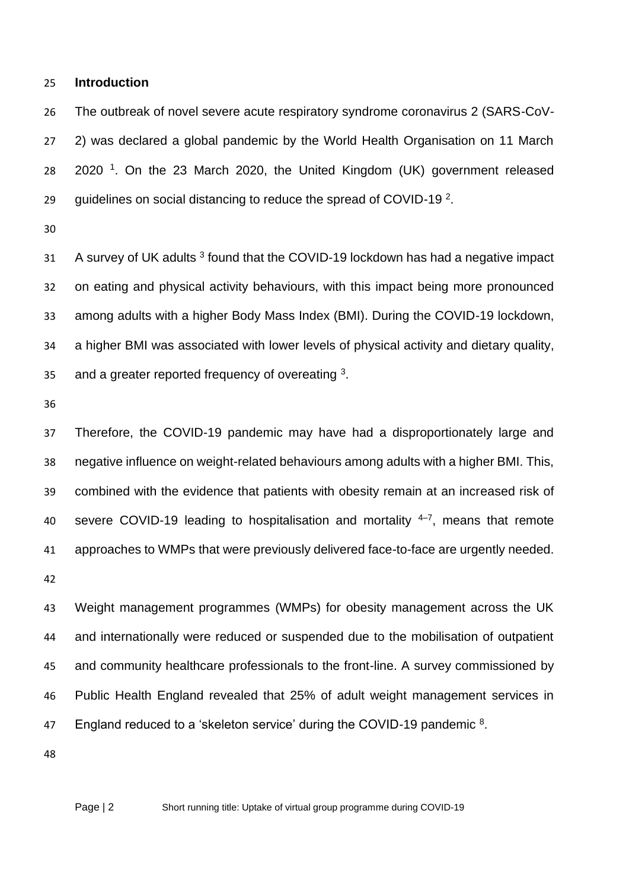## Introduction

The outbreak of novel severe acute respiratory syndrome coronavirus 2 (SARS-CoV-2) was declared a global pandemic by the World Health Organisation on 11 March 2020 [1]. On the 23 March 2020, the United Kingdom (UK) government released guidelines on social distancing to reduce the spread of COVID-19 [2].

A survey of UK adults [3] found that the COVID-19 lockdown has had a negative impact on eating and physical activity behaviours, with this impact being more pronounced among adults with a higher Body Mass Index (BMI). During the COVID-19 lockdown, a higher BMI was associated with lower levels of physical activity and dietary quality, and a greater reported frequency of overeating [3].

Therefore, the COVID-19 pandemic may have had a disproportionately large and negative influence on weight-related behaviours among adults with a higher BMI. This, combined with the evidence that patients with obesity remain at an increased risk of severe COVID-19 leading to hospitalisation and mortality [4–7], means that remote approaches to WMPs that were previously delivered face-to-face are urgently needed.

Weight management programmes (WMPs) for obesity management across the UK and internationally were reduced or suspended due to the mobilisation of outpatient and community healthcare professionals to the front-line. A survey commissioned by Public Health England revealed that 25% of adult weight management services in England reduced to a 'skeleton service' during the COVID-19 pandemic [8].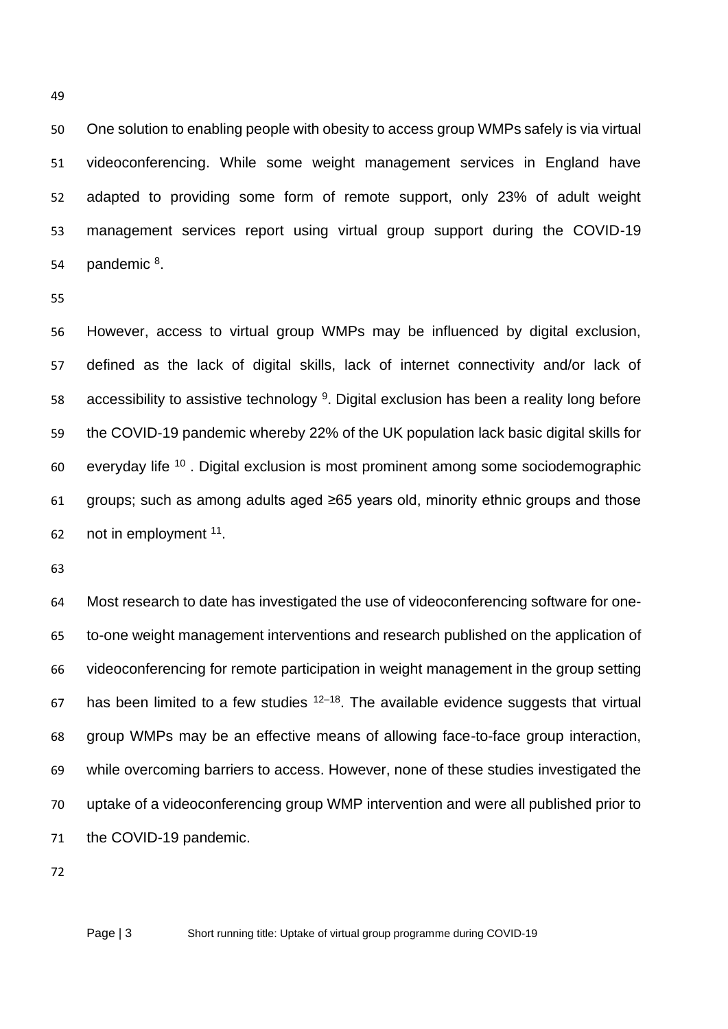One solution to enabling people with obesity to access group WMPs safely is via virtual videoconferencing. While some weight management services in England have adapted to providing some form of remote support, only 23% of adult weight management services report using virtual group support during the COVID-19 pandemic [8].

However, access to virtual group WMPs may be influenced by digital exclusion, defined as the lack of digital skills, lack of internet connectivity and/or lack of accessibility to assistive technology [9]. Digital exclusion has been a reality long before the COVID-19 pandemic whereby 22% of the UK population lack basic digital skills for everyday life [10] . Digital exclusion is most prominent among some sociodemographic groups; such as among adults aged ≥65 years old, minority ethnic groups and those not in employment [11].

Most research to date has investigated the use of videoconferencing software for one-to-one weight management interventions and research published on the application of videoconferencing for remote participation in weight management in the group setting has been limited to a few studies [12–18]. The available evidence suggests that virtual group WMPs may be an effective means of allowing face-to-face group interaction, while overcoming barriers to access. However, none of these studies investigated the uptake of a videoconferencing group WMP intervention and were all published prior to the COVID-19 pandemic.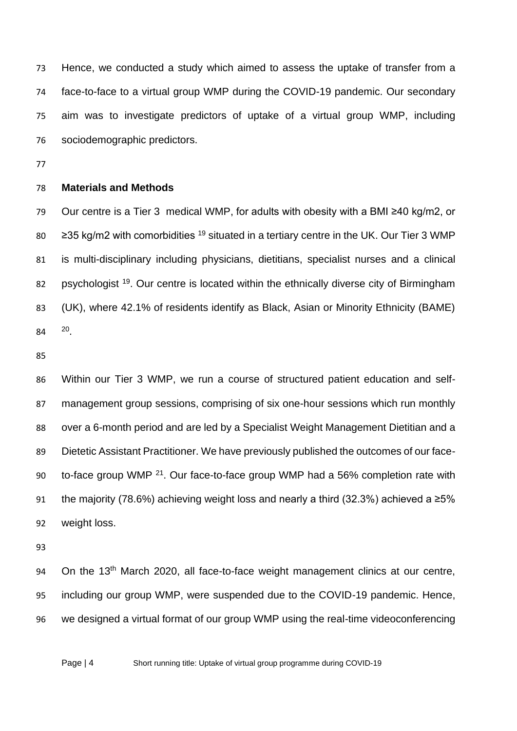Hence, we conducted a study which aimed to assess the uptake of transfer from a face-to-face to a virtual group WMP during the COVID-19 pandemic. Our secondary aim was to investigate predictors of uptake of a virtual group WMP, including sociodemographic predictors.

## Materials and Methods

Our centre is a Tier 3 medical WMP, for adults with obesity with a BMI ≥40 kg/m2, or ≥35 kg/m2 with comorbidities [19] situated in a tertiary centre in the UK. Our Tier 3 WMP is multi-disciplinary including physicians, dietitians, specialist nurses and a clinical psychologist [19]. Our centre is located within the ethnically diverse city of Birmingham (UK), where 42.1% of residents identify as Black, Asian or Minority Ethnicity (BAME) [20].

Within our Tier 3 WMP, we run a course of structured patient education and self-management group sessions, comprising of six one-hour sessions which run monthly over a 6-month period and are led by a Specialist Weight Management Dietitian and a Dietetic Assistant Practitioner. We have previously published the outcomes of our face-to-face group WMP [21]. Our face-to-face group WMP had a 56% completion rate with the majority (78.6%) achieving weight loss and nearly a third (32.3%) achieved a ≥5% weight loss.

On the 13th March 2020, all face-to-face weight management clinics at our centre, including our group WMP, were suspended due to the COVID-19 pandemic. Hence, we designed a virtual format of our group WMP using the real-time videoconferencing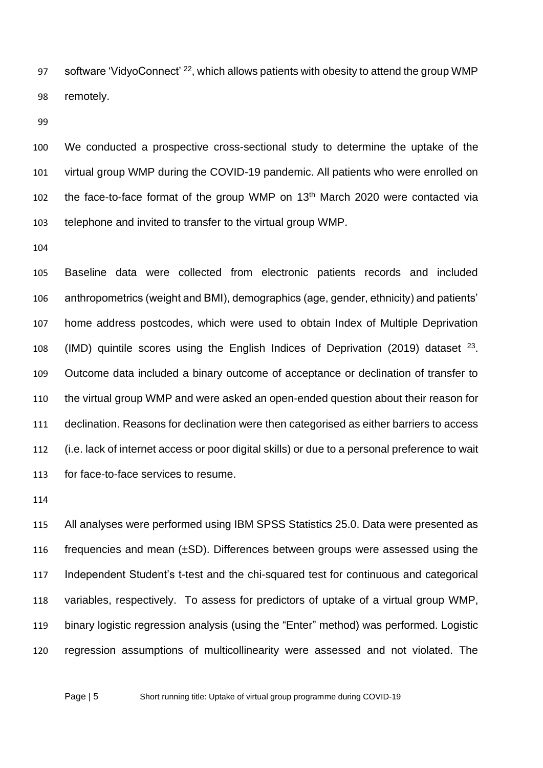software 'VidyoConnect' [22], which allows patients with obesity to attend the group WMP remotely.

We conducted a prospective cross-sectional study to determine the uptake of the virtual group WMP during the COVID-19 pandemic. All patients who were enrolled on the face-to-face format of the group WMP on 13th March 2020 were contacted via telephone and invited to transfer to the virtual group WMP.

Baseline data were collected from electronic patients records and included anthropometrics (weight and BMI), demographics (age, gender, ethnicity) and patients' home address postcodes, which were used to obtain Index of Multiple Deprivation (IMD) quintile scores using the English Indices of Deprivation (2019) dataset [23]. Outcome data included a binary outcome of acceptance or declination of transfer to the virtual group WMP and were asked an open-ended question about their reason for declination. Reasons for declination were then categorised as either barriers to access (i.e. lack of internet access or poor digital skills) or due to a personal preference to wait for face-to-face services to resume.

All analyses were performed using IBM SPSS Statistics 25.0. Data were presented as frequencies and mean (±SD). Differences between groups were assessed using the Independent Student's t-test and the chi-squared test for continuous and categorical variables, respectively. To assess for predictors of uptake of a virtual group WMP, binary logistic regression analysis (using the "Enter" method) was performed. Logistic regression assumptions of multicollinearity were assessed and not violated. The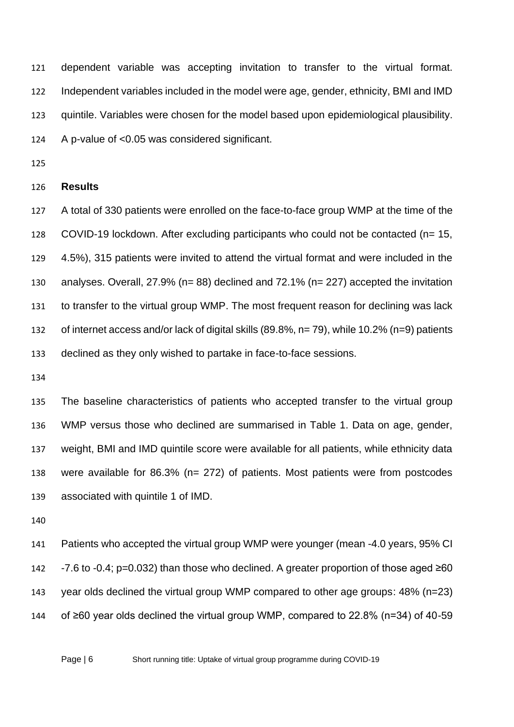dependent variable was accepting invitation to transfer to the virtual format. Independent variables included in the model were age, gender, ethnicity, BMI and IMD quintile. Variables were chosen for the model based upon epidemiological plausibility. A p-value of <0.05 was considered significant.

## Results

A total of 330 patients were enrolled on the face-to-face group WMP at the time of the COVID-19 lockdown. After excluding participants who could not be contacted (n= 15, 4.5%), 315 patients were invited to attend the virtual format and were included in the analyses. Overall, 27.9% (n= 88) declined and 72.1% (n= 227) accepted the invitation to transfer to the virtual group WMP. The most frequent reason for declining was lack of internet access and/or lack of digital skills (89.8%, n= 79), while 10.2% (n=9) patients declined as they only wished to partake in face-to-face sessions.

The baseline characteristics of patients who accepted transfer to the virtual group WMP versus those who declined are summarised in Table 1. Data on age, gender, weight, BMI and IMD quintile score were available for all patients, while ethnicity data were available for 86.3% (n= 272) of patients. Most patients were from postcodes associated with quintile 1 of IMD.

Patients who accepted the virtual group WMP were younger (mean -4.0 years, 95% CI -7.6 to -0.4; p=0.032) than those who declined. A greater proportion of those aged ≥60 year olds declined the virtual group WMP compared to other age groups: 48% (n=23) of ≥60 year olds declined the virtual group WMP, compared to 22.8% (n=34) of 40-59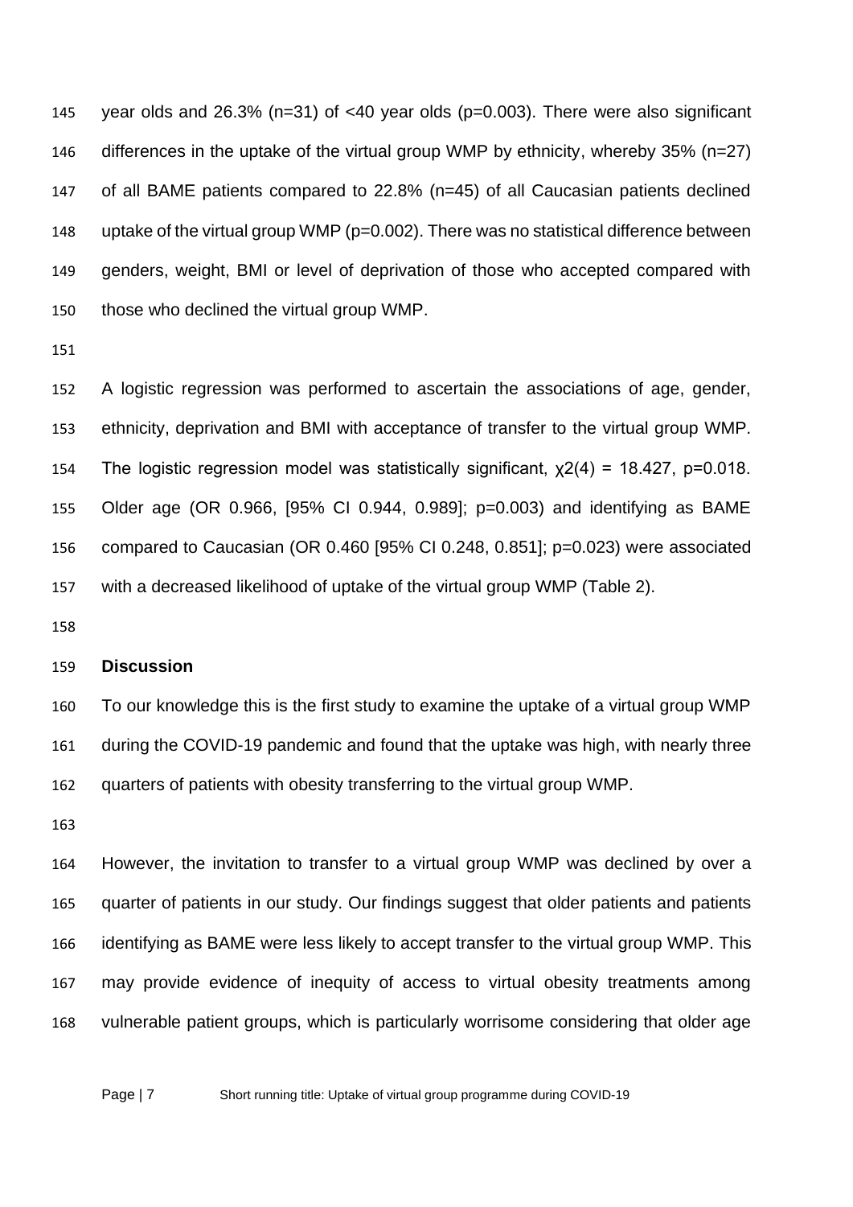year olds and 26.3% (n=31) of <40 year olds (p=0.003). There were also significant differences in the uptake of the virtual group WMP by ethnicity, whereby 35% (n=27) of all BAME patients compared to 22.8% (n=45) of all Caucasian patients declined uptake of the virtual group WMP (p=0.002). There was no statistical difference between genders, weight, BMI or level of deprivation of those who accepted compared with those who declined the virtual group WMP.

A logistic regression was performed to ascertain the associations of age, gender, ethnicity, deprivation and BMI with acceptance of transfer to the virtual group WMP. The logistic regression model was statistically significant, $\chi2(4) = 18.427$, p=0.018. Older age (OR 0.966, [95% CI 0.944, 0.989]; p=0.003) and identifying as BAME compared to Caucasian (OR 0.460 [95% CI 0.248, 0.851]; p=0.023) were associated with a decreased likelihood of uptake of the virtual group WMP (Table 2).

**Discussion**

To our knowledge this is the first study to examine the uptake of a virtual group WMP during the COVID-19 pandemic and found that the uptake was high, with nearly three quarters of patients with obesity transferring to the virtual group WMP.

However, the invitation to transfer to a virtual group WMP was declined by over a quarter of patients in our study. Our findings suggest that older patients and patients identifying as BAME were less likely to accept transfer to the virtual group WMP. This may provide evidence of inequity of access to virtual obesity treatments among vulnerable patient groups, which is particularly worrisome considering that older age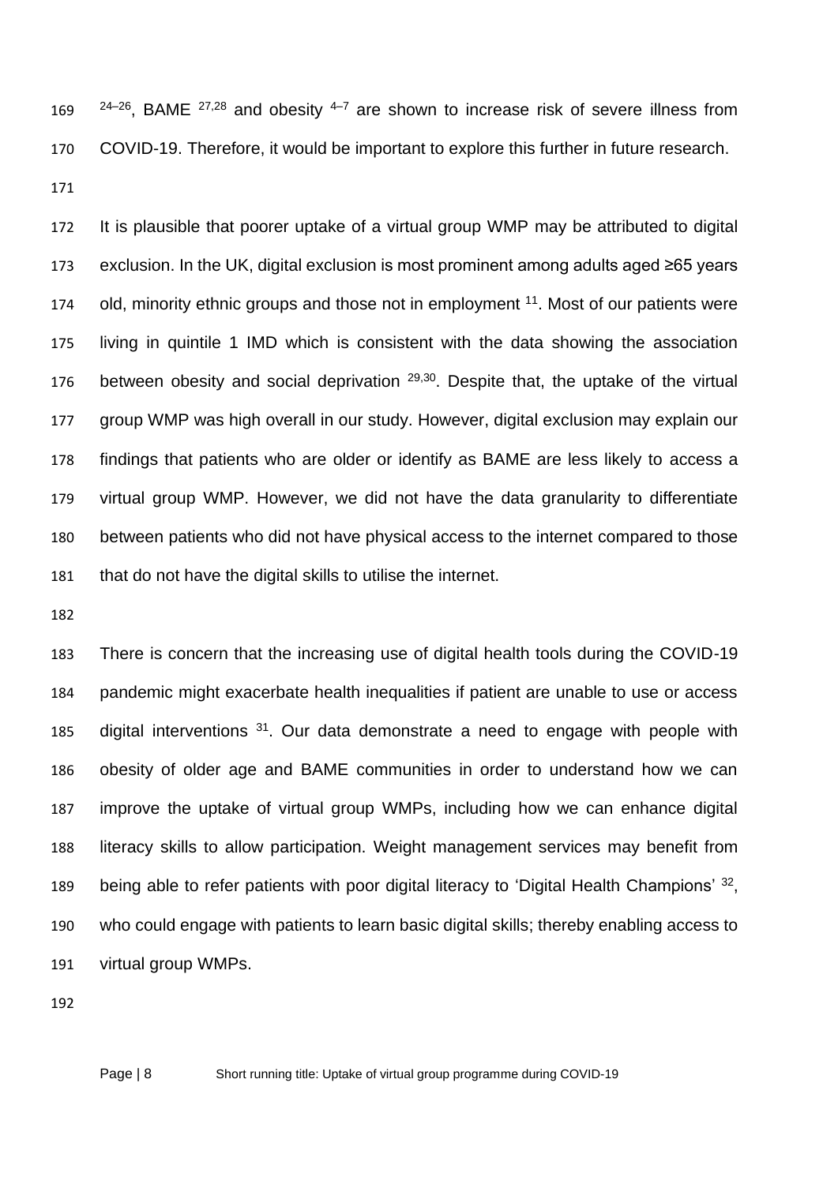[24–26], BAME [27,28] and obesity [4–7] are shown to increase risk of severe illness from COVID-19. Therefore, it would be important to explore this further in future research.

It is plausible that poorer uptake of a virtual group WMP may be attributed to digital exclusion. In the UK, digital exclusion is most prominent among adults aged ≥65 years old, minority ethnic groups and those not in employment [11]. Most of our patients were living in quintile 1 IMD which is consistent with the data showing the association between obesity and social deprivation [29,30]. Despite that, the uptake of the virtual group WMP was high overall in our study. However, digital exclusion may explain our findings that patients who are older or identify as BAME are less likely to access a virtual group WMP. However, we did not have the data granularity to differentiate between patients who did not have physical access to the internet compared to those that do not have the digital skills to utilise the internet.

There is concern that the increasing use of digital health tools during the COVID-19 pandemic might exacerbate health inequalities if patient are unable to use or access digital interventions [31]. Our data demonstrate a need to engage with people with obesity of older age and BAME communities in order to understand how we can improve the uptake of virtual group WMPs, including how we can enhance digital literacy skills to allow participation. Weight management services may benefit from being able to refer patients with poor digital literacy to 'Digital Health Champions' [32], who could engage with patients to learn basic digital skills; thereby enabling access to virtual group WMPs.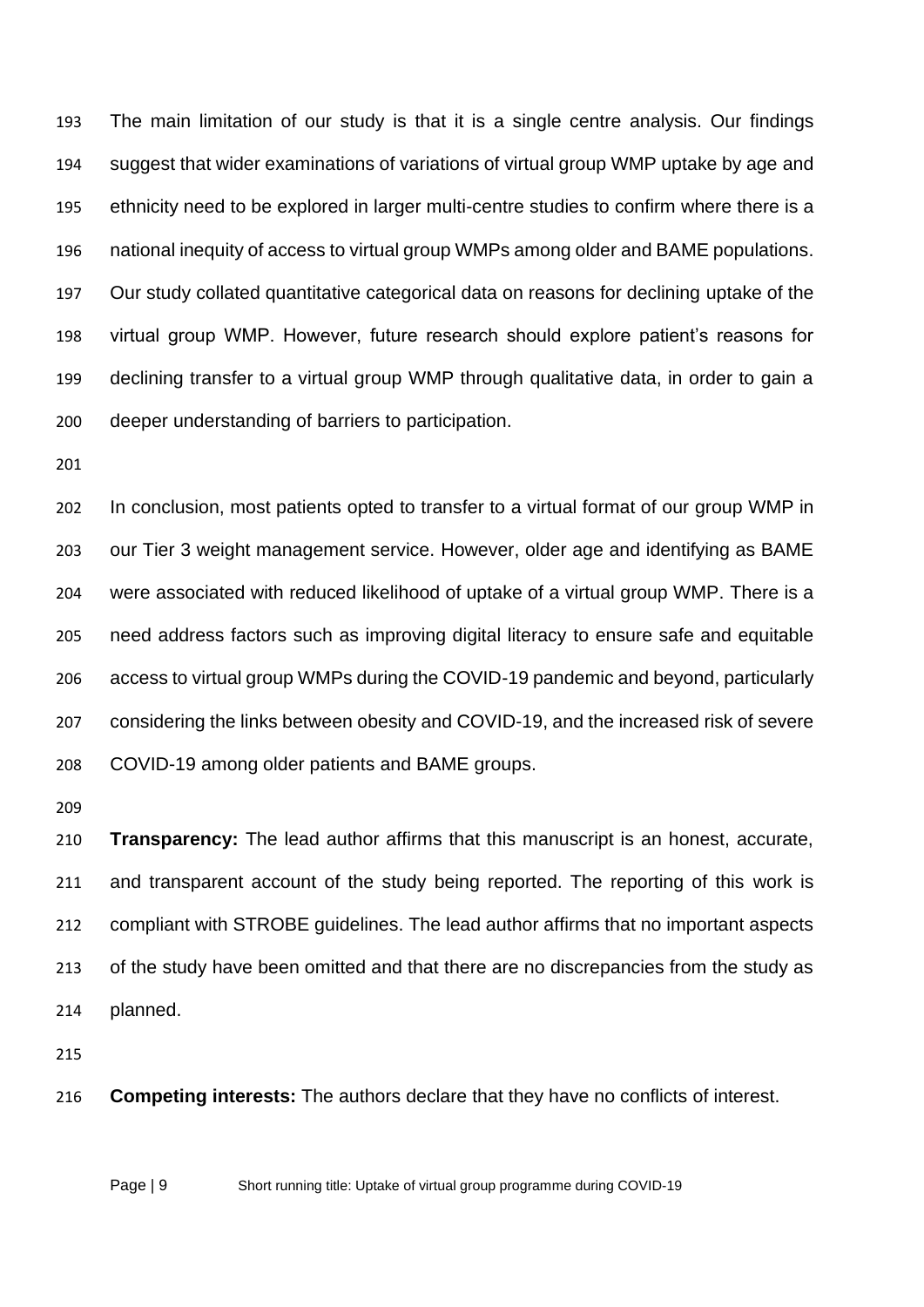The main limitation of our study is that it is a single centre analysis. Our findings suggest that wider examinations of variations of virtual group WMP uptake by age and ethnicity need to be explored in larger multi-centre studies to confirm where there is a national inequity of access to virtual group WMPs among older and BAME populations. Our study collated quantitative categorical data on reasons for declining uptake of the virtual group WMP. However, future research should explore patient's reasons for declining transfer to a virtual group WMP through qualitative data, in order to gain a deeper understanding of barriers to participation.

In conclusion, most patients opted to transfer to a virtual format of our group WMP in our Tier 3 weight management service. However, older age and identifying as BAME were associated with reduced likelihood of uptake of a virtual group WMP. There is a need address factors such as improving digital literacy to ensure safe and equitable access to virtual group WMPs during the COVID-19 pandemic and beyond, particularly considering the links between obesity and COVID-19, and the increased risk of severe COVID-19 among older patients and BAME groups.

**Transparency:** The lead author affirms that this manuscript is an honest, accurate, and transparent account of the study being reported. The reporting of this work is compliant with STROBE guidelines. The lead author affirms that no important aspects of the study have been omitted and that there are no discrepancies from the study as planned.

**Competing interests:** The authors declare that they have no conflicts of interest.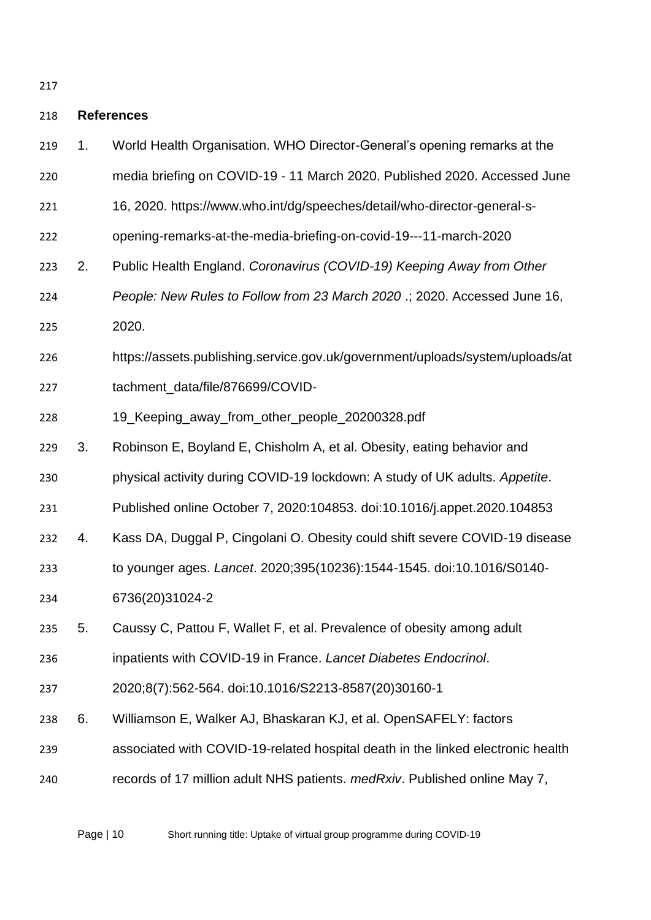## References

1. World Health Organisation. WHO Director-General's opening remarks at the media briefing on COVID-19 - 11 March 2020. Published 2020. Accessed June 16, 2020. https://www.who.int/dg/speeches/detail/who-director-general-s-opening-remarks-at-the-media-briefing-on-covid-19---11-march-2020
2. Public Health England. *Coronavirus (COVID-19) Keeping Away from Other People: New Rules to Follow from 23 March 2020* .; 2020. Accessed June 16, 2020. https://assets.publishing.service.gov.uk/government/uploads/system/uploads/attachment_data/file/876699/COVID-19_Keeping_away_from_other_people_20200328.pdf
3. Robinson E, Boyland E, Chisholm A, et al. Obesity, eating behavior and physical activity during COVID-19 lockdown: A study of UK adults. *Appetite*. Published online October 7, 2020:104853. doi:10.1016/j.appet.2020.104853
4. Kass DA, Duggal P, Cingolani O. Obesity could shift severe COVID-19 disease to younger ages. *Lancet*. 2020;395(10236):1544-1545. doi:10.1016/S0140-6736(20)31024-2
5. Caussy C, Pattou F, Wallet F, et al. Prevalence of obesity among adult inpatients with COVID-19 in France. *Lancet Diabetes Endocrinol*. 2020;8(7):562-564. doi:10.1016/S2213-8587(20)30160-1
6. Williamson E, Walker AJ, Bhaskaran KJ, et al. OpenSAFELY: factors associated with COVID-19-related hospital death in the linked electronic health records of 17 million adult NHS patients. *medRxiv*. Published online May 7,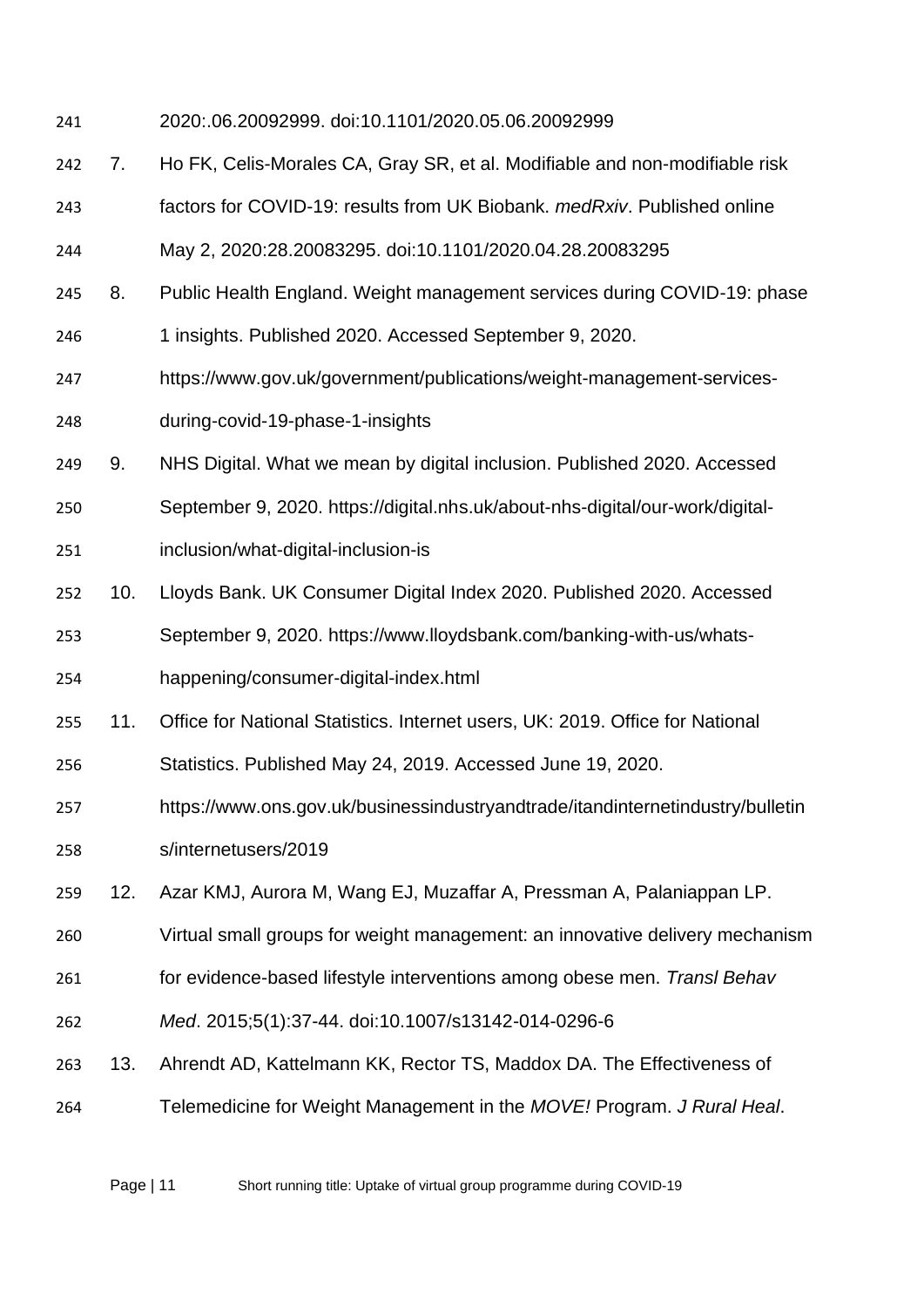2020:.06.20092999. doi:10.1101/2020.05.06.20092999

7. Ho FK, Celis-Morales CA, Gray SR, et al. Modifiable and non-modifiable risk factors for COVID-19: results from UK Biobank. *medRxiv*. Published online May 2, 2020:28.20083295. doi:10.1101/2020.04.28.20083295
8. Public Health England. Weight management services during COVID-19: phase 1 insights. Published 2020. Accessed September 9, 2020. https://www.gov.uk/government/publications/weight-management-services-during-covid-19-phase-1-insights
9. NHS Digital. What we mean by digital inclusion. Published 2020. Accessed September 9, 2020. https://digital.nhs.uk/about-nhs-digital/our-work/digital-inclusion/what-digital-inclusion-is
10. Lloyds Bank. UK Consumer Digital Index 2020. Published 2020. Accessed September 9, 2020. https://www.lloydsbank.com/banking-with-us/whats-happening/consumer-digital-index.html
11. Office for National Statistics. Internet users, UK: 2019. Office for National Statistics. Published May 24, 2019. Accessed June 19, 2020. https://www.ons.gov.uk/businessindustryandtrade/itandinternetindustry/bulletins/internetusers/2019
12. Azar KMJ, Aurora M, Wang EJ, Muzaffar A, Pressman A, Palaniappan LP. Virtual small groups for weight management: an innovative delivery mechanism for evidence-based lifestyle interventions among obese men. *Transl Behav Med*. 2015;5(1):37-44. doi:10.1007/s13142-014-0296-6
13. Ahrendt AD, Kattelmann KK, Rector TS, Maddox DA. The Effectiveness of Telemedicine for Weight Management in the *MOVE!* Program. *J Rural Heal*.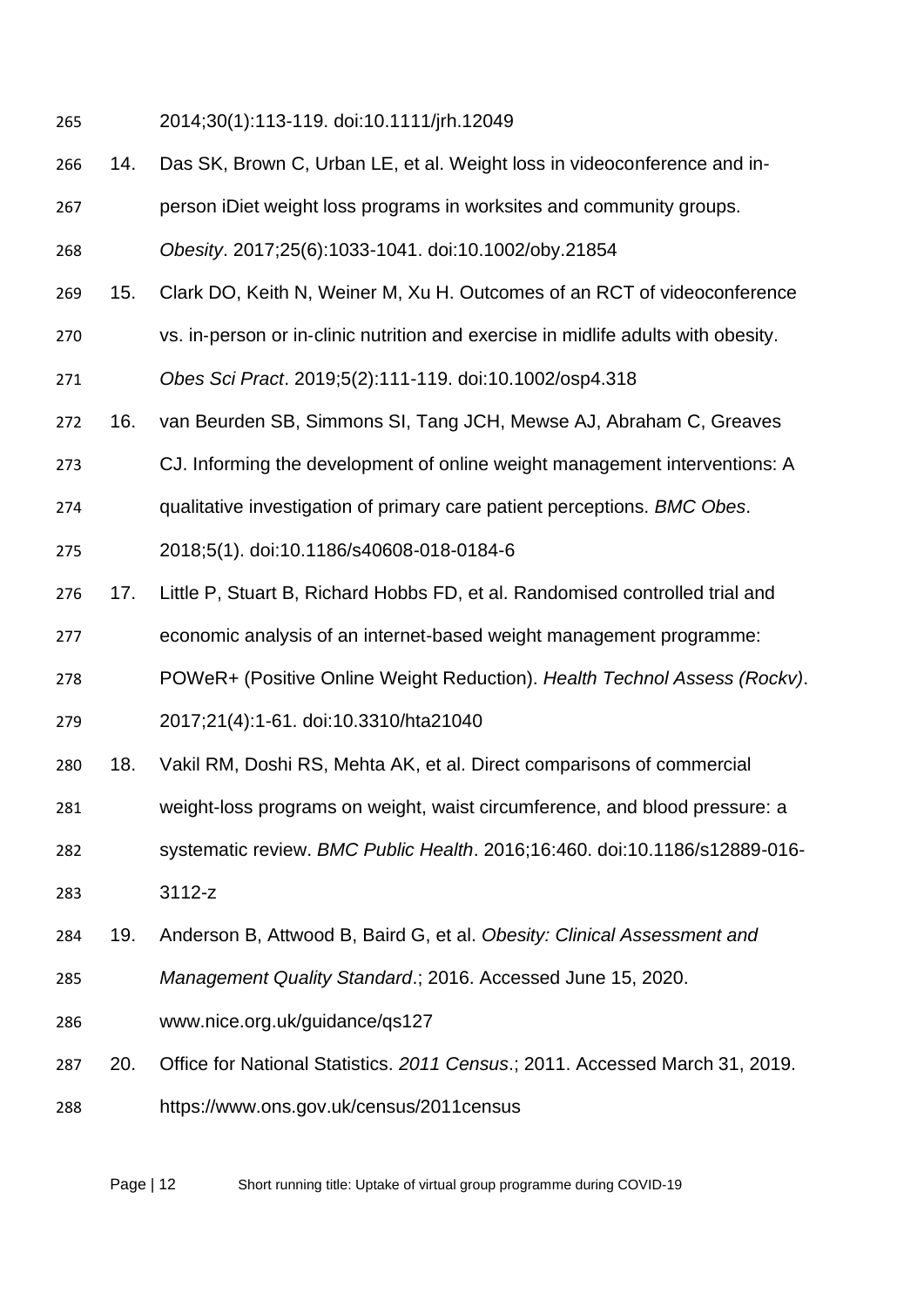2014;30(1):113-119. doi:10.1111/jrh.12049

14. Das SK, Brown C, Urban LE, et al. Weight loss in videoconference and in-person iDiet weight loss programs in worksites and community groups. *Obesity*. 2017;25(6):1033-1041. doi:10.1002/oby.21854

15. Clark DO, Keith N, Weiner M, Xu H. Outcomes of an RCT of videoconference vs. in-person or in-clinic nutrition and exercise in midlife adults with obesity. *Obes Sci Pract*. 2019;5(2):111-119. doi:10.1002/osp4.318

16. van Beurden SB, Simmons SI, Tang JCH, Mewse AJ, Abraham C, Greaves CJ. Informing the development of online weight management interventions: A qualitative investigation of primary care patient perceptions. *BMC Obes*. 2018;5(1). doi:10.1186/s40608-018-0184-6

17. Little P, Stuart B, Richard Hobbs FD, et al. Randomised controlled trial and economic analysis of an internet-based weight management programme: POWeR+ (Positive Online Weight Reduction). *Health Technol Assess (Rockv)*. 2017;21(4):1-61. doi:10.3310/hta21040

18. Vakil RM, Doshi RS, Mehta AK, et al. Direct comparisons of commercial weight-loss programs on weight, waist circumference, and blood pressure: a systematic review. *BMC Public Health*. 2016;16:460. doi:10.1186/s12889-016-3112-z

19. Anderson B, Attwood B, Baird G, et al. *Obesity: Clinical Assessment and Management Quality Standard*.; 2016. Accessed June 15, 2020. www.nice.org.uk/guidance/qs127

20. Office for National Statistics. *2011 Census*.; 2011. Accessed March 31, 2019. https://www.ons.gov.uk/census/2011census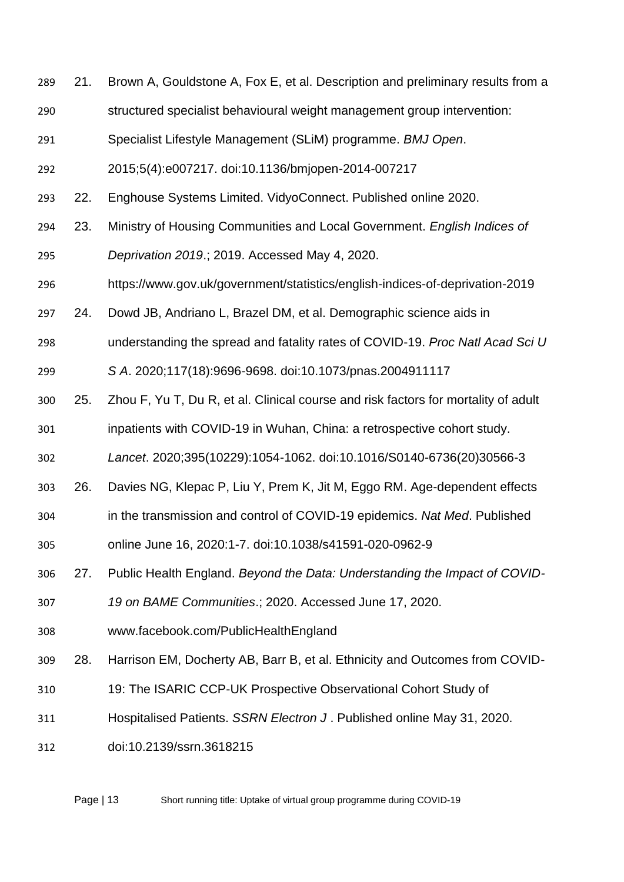21. Brown A, Gouldstone A, Fox E, et al. Description and preliminary results from a structured specialist behavioural weight management group intervention: Specialist Lifestyle Management (SLiM) programme. *BMJ Open*. 2015;5(4):e007217. doi:10.1136/bmjopen-2014-007217
22. Enghouse Systems Limited. VidyoConnect. Published online 2020.
23. Ministry of Housing Communities and Local Government. *English Indices of Deprivation 2019*.; 2019. Accessed May 4, 2020. https://www.gov.uk/government/statistics/english-indices-of-deprivation-2019
24. Dowd JB, Andriano L, Brazel DM, et al. Demographic science aids in understanding the spread and fatality rates of COVID-19. *Proc Natl Acad Sci U S A*. 2020;117(18):9696-9698. doi:10.1073/pnas.2004911117
25. Zhou F, Yu T, Du R, et al. Clinical course and risk factors for mortality of adult inpatients with COVID-19 in Wuhan, China: a retrospective cohort study. *Lancet*. 2020;395(10229):1054-1062. doi:10.1016/S0140-6736(20)30566-3
26. Davies NG, Klepac P, Liu Y, Prem K, Jit M, Eggo RM. Age-dependent effects in the transmission and control of COVID-19 epidemics. *Nat Med*. Published online June 16, 2020:1-7. doi:10.1038/s41591-020-0962-9
27. Public Health England. *Beyond the Data: Understanding the Impact of COVID-19 on BAME Communities*.; 2020. Accessed June 17, 2020. www.facebook.com/PublicHealthEngland
28. Harrison EM, Docherty AB, Barr B, et al. Ethnicity and Outcomes from COVID-19: The ISARIC CCP-UK Prospective Observational Cohort Study of Hospitalised Patients. *SSRN Electron J* . Published online May 31, 2020. doi:10.2139/ssrn.3618215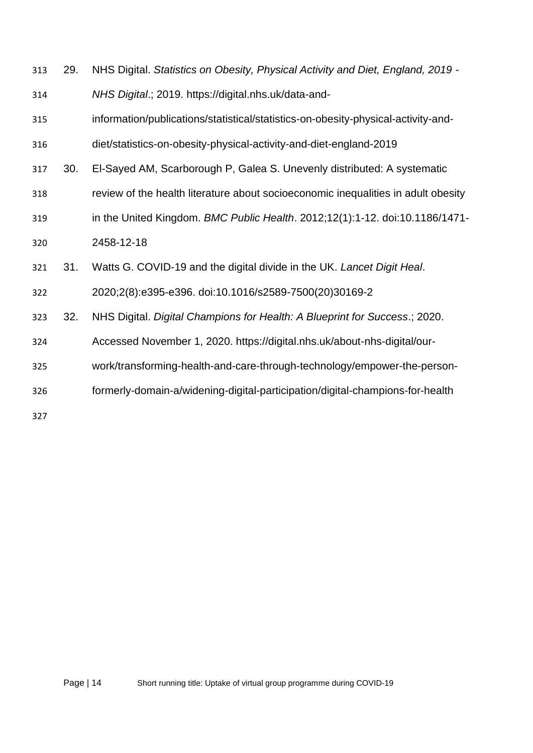29. NHS Digital. *Statistics on Obesity, Physical Activity and Diet, England, 2019 - NHS Digital*.; 2019. https://digital.nhs.uk/data-and-information/publications/statistical/statistics-on-obesity-physical-activity-and-diet/statistics-on-obesity-physical-activity-and-diet-england-2019
30. El-Sayed AM, Scarborough P, Galea S. Unevenly distributed: A systematic review of the health literature about socioeconomic inequalities in adult obesity in the United Kingdom. *BMC Public Health*. 2012;12(1):1-12. doi:10.1186/1471-2458-12-18
31. Watts G. COVID-19 and the digital divide in the UK. *Lancet Digit Heal*. 2020;2(8):e395-e396. doi:10.1016/s2589-7500(20)30169-2
32. NHS Digital. *Digital Champions for Health: A Blueprint for Success*.; 2020. Accessed November 1, 2020. https://digital.nhs.uk/about-nhs-digital/our-work/transforming-health-and-care-through-technology/empower-the-person-formerly-domain-a/widening-digital-participation/digital-champions-for-health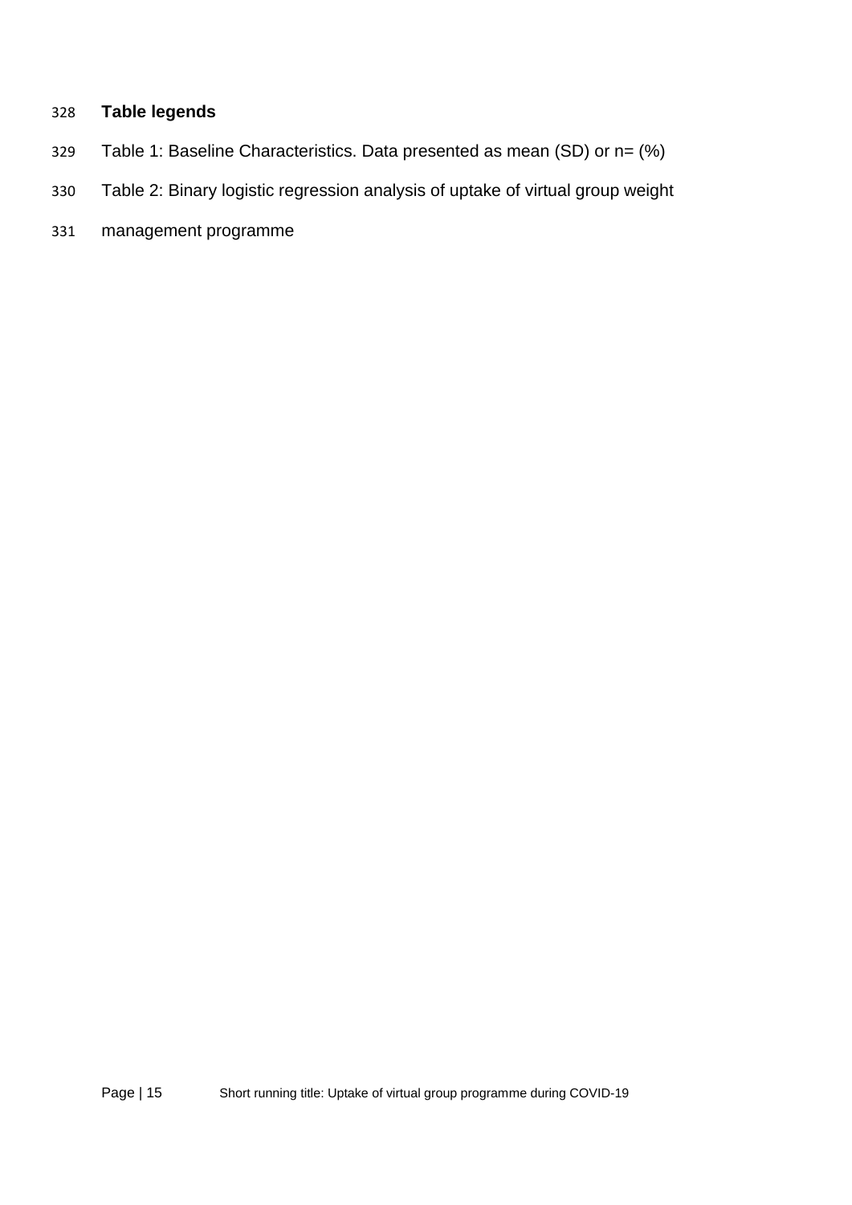## Table legends

Table 1: Baseline Characteristics. Data presented as mean (SD) or n= (%)

Table 2: Binary logistic regression analysis of uptake of virtual group weight management programme